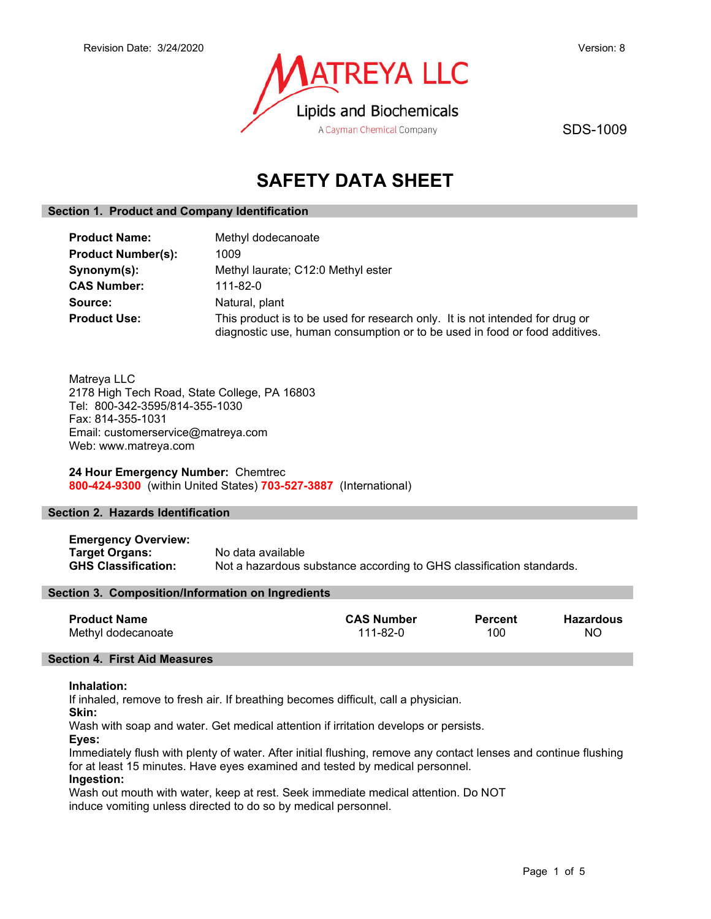Revision Date: 3/24/2020

Version: 8

MATREYA LLC
Lipids and Biochemicals
A Cayman Chemical Company

SDS-1009

# SAFETY DATA SHEET

## Section 1. Product and Company Identification

**Product Name:** Methyl dodecanoate
**Product Number(s):** 1009
**Synonym(s):** Methyl laurate; C12:0 Methyl ester
**CAS Number:** 111-82-0
**Source:** Natural, plant
**Product Use:** This product is to be used for research only. It is not intended for drug or diagnostic use, human consumption or to be used in food or food additives.

Matreya LLC
2178 High Tech Road, State College, PA 16803
Tel: 800-342-3595/814-355-1030
Fax: 814-355-1031
Email: customerservice@matreya.com
Web: www.matreya.com

**24 Hour Emergency Number:** Chemtrec
**800-424-9300** (within United States) **703-527-3887** (International)

## Section 2. Hazards Identification

**Emergency Overview:**
**Target Organs:** No data available
**GHS Classification:** Not a hazardous substance according to GHS classification standards.

## Section 3. Composition/Information on Ingredients

| Product Name | CAS Number | Percent | Hazardous |
|---|---|---|---|
| Methyl dodecanoate | 111-82-0 | 100 | NO |

## Section 4. First Aid Measures

**Inhalation:**
If inhaled, remove to fresh air. If breathing becomes difficult, call a physician.
**Skin:**
Wash with soap and water. Get medical attention if irritation develops or persists.
**Eyes:**
Immediately flush with plenty of water. After initial flushing, remove any contact lenses and continue flushing for at least 15 minutes. Have eyes examined and tested by medical personnel.
**Ingestion:**
Wash out mouth with water, keep at rest. Seek immediate medical attention. Do NOT induce vomiting unless directed to do so by medical personnel.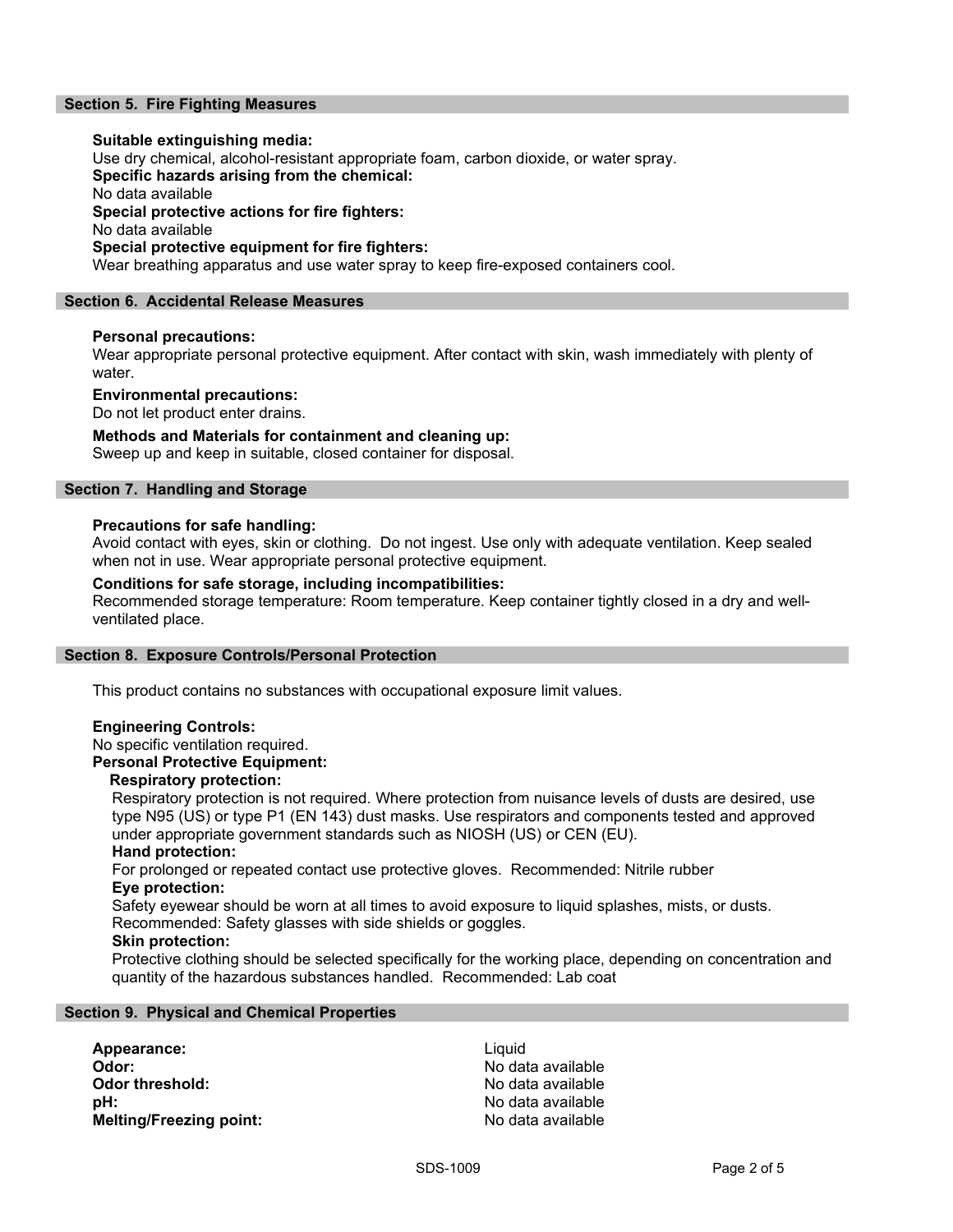## Section 5. Fire Fighting Measures

**Suitable extinguishing media:**
Use dry chemical, alcohol-resistant appropriate foam, carbon dioxide, or water spray.

**Specific hazards arising from the chemical:**
No data available

**Special protective actions for fire fighters:**
No data available

**Special protective equipment for fire fighters:**
Wear breathing apparatus and use water spray to keep fire-exposed containers cool.

## Section 6. Accidental Release Measures

**Personal precautions:**
Wear appropriate personal protective equipment. After contact with skin, wash immediately with plenty of water.

**Environmental precautions:**
Do not let product enter drains.

**Methods and Materials for containment and cleaning up:**
Sweep up and keep in suitable, closed container for disposal.

## Section 7. Handling and Storage

**Precautions for safe handling:**
Avoid contact with eyes, skin or clothing. Do not ingest. Use only with adequate ventilation. Keep sealed when not in use. Wear appropriate personal protective equipment.

**Conditions for safe storage, including incompatibilities:**
Recommended storage temperature: Room temperature. Keep container tightly closed in a dry and well-ventilated place.

## Section 8. Exposure Controls/Personal Protection

This product contains no substances with occupational exposure limit values.

**Engineering Controls:**
No specific ventilation required.

**Personal Protective Equipment:**

**Respiratory protection:**
Respiratory protection is not required. Where protection from nuisance levels of dusts are desired, use type N95 (US) or type P1 (EN 143) dust masks. Use respirators and components tested and approved under appropriate government standards such as NIOSH (US) or CEN (EU).

**Hand protection:**
For prolonged or repeated contact use protective gloves. Recommended: Nitrile rubber

**Eye protection:**
Safety eyewear should be worn at all times to avoid exposure to liquid splashes, mists, or dusts. Recommended: Safety glasses with side shields or goggles.

**Skin protection:**
Protective clothing should be selected specifically for the working place, depending on concentration and quantity of the hazardous substances handled. Recommended: Lab coat

## Section 9. Physical and Chemical Properties

| | |
|---|---|
| **Appearance:** | Liquid |
| **Odor:** | No data available |
| **Odor threshold:** | No data available |
| **pH:** | No data available |
| **Melting/Freezing point:** | No data available |

SDS-1009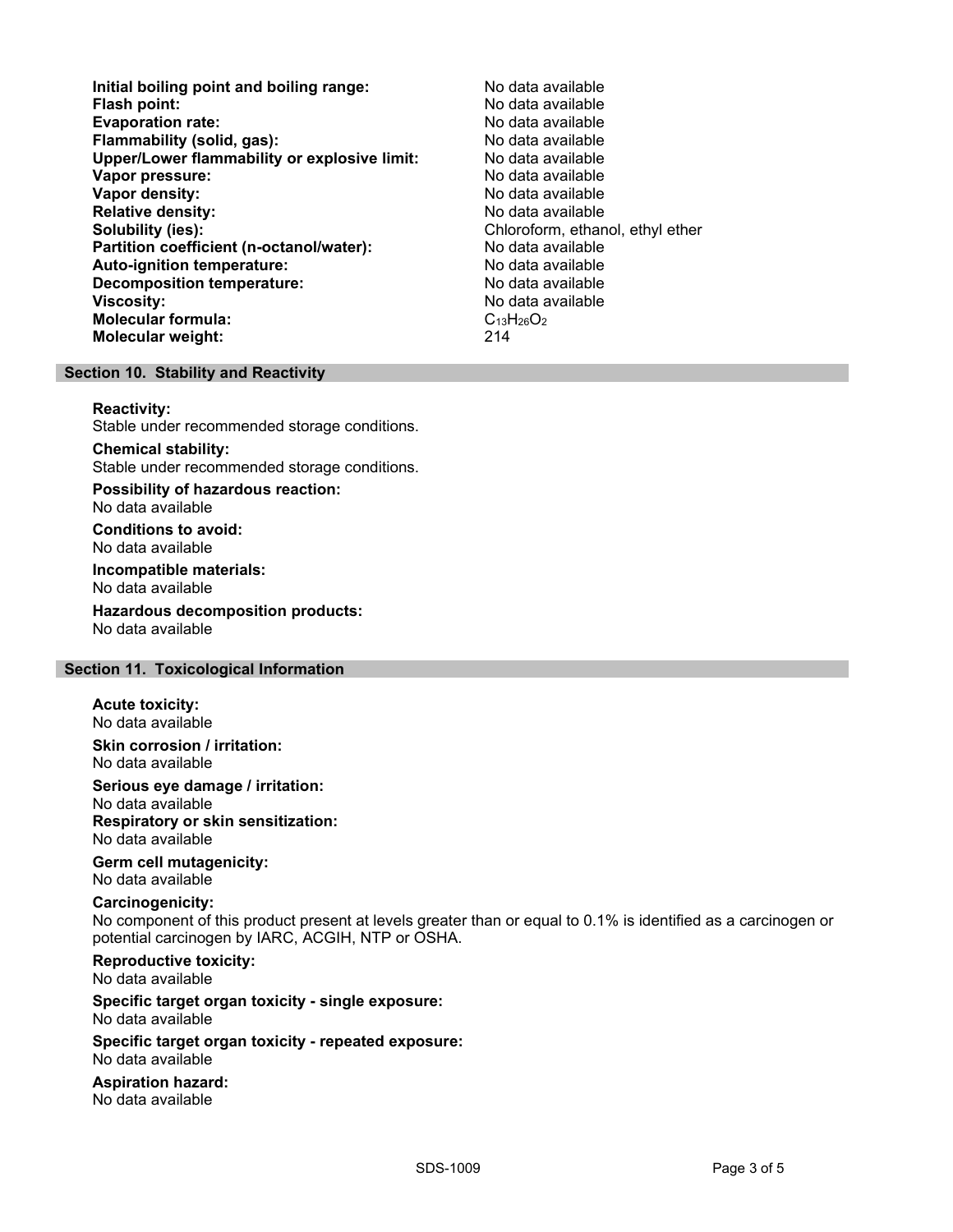| | |
|---|---|
| **Initial boiling point and boiling range:** | No data available |
| **Flash point:** | No data available |
| **Evaporation rate:** | No data available |
| **Flammability (solid, gas):** | No data available |
| **Upper/Lower flammability or explosive limit:** | No data available |
| **Vapor pressure:** | No data available |
| **Vapor density:** | No data available |
| **Relative density:** | No data available |
| **Solubility (ies):** | Chloroform, ethanol, ethyl ether |
| **Partition coefficient (n-octanol/water):** | No data available |
| **Auto-ignition temperature:** | No data available |
| **Decomposition temperature:** | No data available |
| **Viscosity:** | No data available |
| **Molecular formula:** | $C_{13}H_{26}O_2$ |
| **Molecular weight:** | 214 |

## Section 10. Stability and Reactivity

**Reactivity:**
Stable under recommended storage conditions.

**Chemical stability:**
Stable under recommended storage conditions.

**Possibility of hazardous reaction:**
No data available

**Conditions to avoid:**
No data available

**Incompatible materials:**
No data available

**Hazardous decomposition products:**
No data available

## Section 11. Toxicological Information

**Acute toxicity:**
No data available

**Skin corrosion / irritation:**
No data available

**Serious eye damage / irritation:**
No data available

**Respiratory or skin sensitization:**
No data available

**Germ cell mutagenicity:**
No data available

**Carcinogenicity:**
No component of this product present at levels greater than or equal to 0.1% is identified as a carcinogen or potential carcinogen by IARC, ACGIH, NTP or OSHA.

**Reproductive toxicity:**
No data available

**Specific target organ toxicity - single exposure:**
No data available

**Specific target organ toxicity - repeated exposure:**
No data available

**Aspiration hazard:**
No data available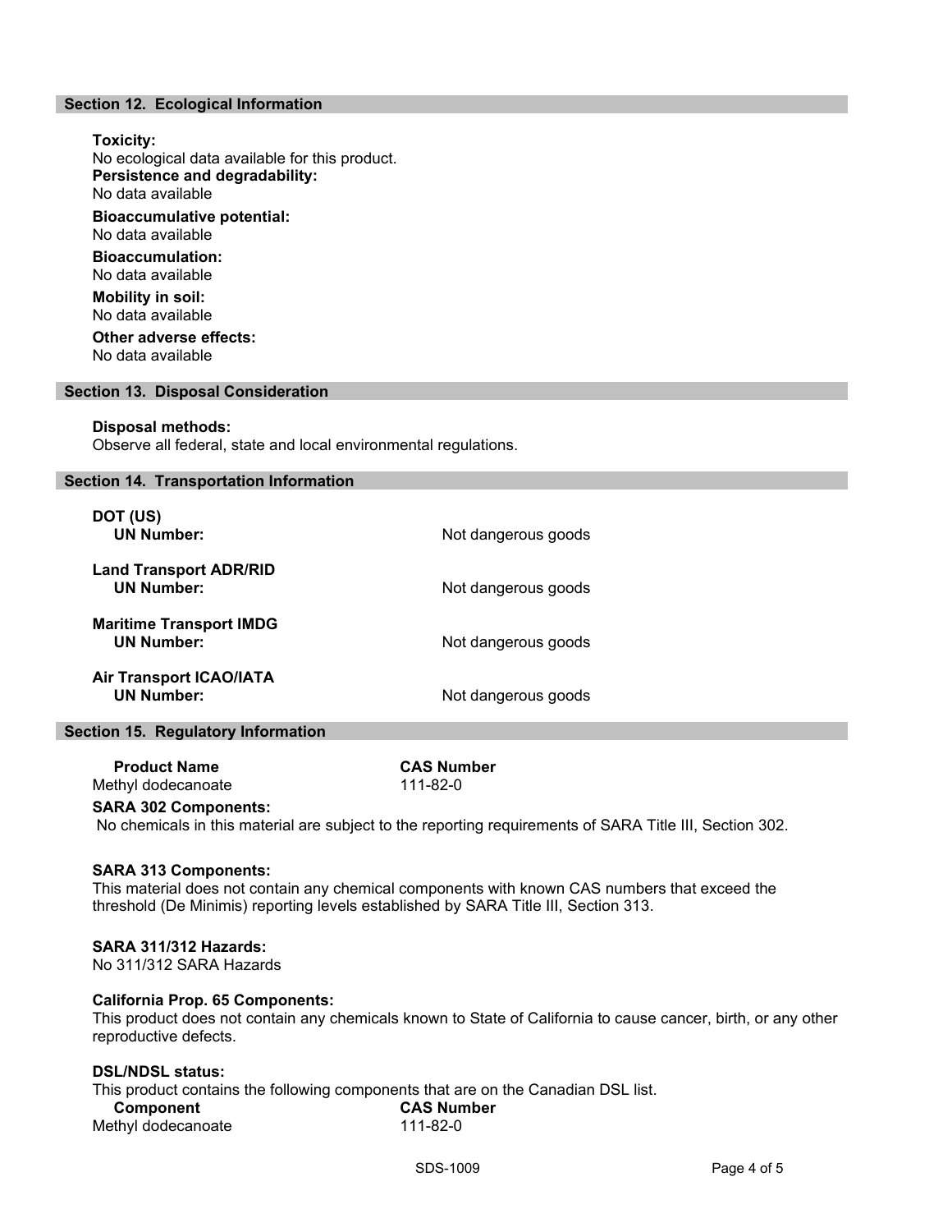## Section 12. Ecological Information

**Toxicity:**
No ecological data available for this product.

**Persistence and degradability:**
No data available

**Bioaccumulative potential:**
No data available

**Bioaccumulation:**
No data available

**Mobility in soil:**
No data available

**Other adverse effects:**
No data available

## Section 13. Disposal Consideration

**Disposal methods:**
Observe all federal, state and local environmental regulations.

## Section 14. Transportation Information

**DOT (US)**
**UN Number:** Not dangerous goods

**Land Transport ADR/RID**
**UN Number:** Not dangerous goods

**Maritime Transport IMDG**
**UN Number:** Not dangerous goods

**Air Transport ICAO/IATA**
**UN Number:** Not dangerous goods

## Section 15. Regulatory Information

| Product Name | CAS Number |
|---|---|
| Methyl dodecanoate | 111-82-0 |

**SARA 302 Components:**
No chemicals in this material are subject to the reporting requirements of SARA Title III, Section 302.

**SARA 313 Components:**
This material does not contain any chemical components with known CAS numbers that exceed the threshold (De Minimis) reporting levels established by SARA Title III, Section 313.

**SARA 311/312 Hazards:**
No 311/312 SARA Hazards

**California Prop. 65 Components:**
This product does not contain any chemicals known to State of California to cause cancer, birth, or any other reproductive defects.

**DSL/NDSL status:**
This product contains the following components that are on the Canadian DSL list.

| Component | CAS Number |
|---|---|
| Methyl dodecanoate | 111-82-0 |

SDS-1009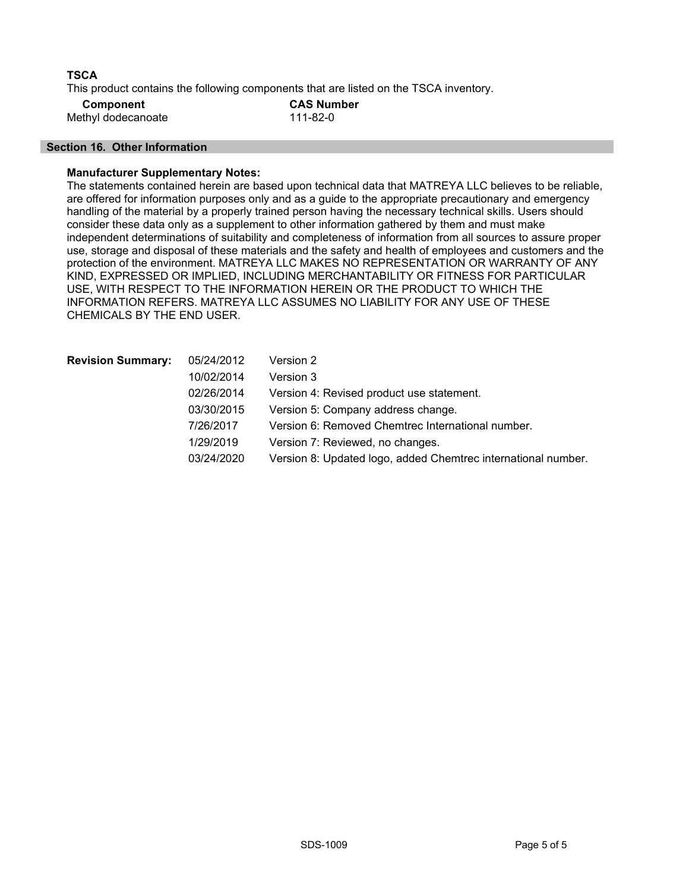**TSCA**

This product contains the following components that are listed on the TSCA inventory.

| Component | CAS Number |
| --- | --- |
| Methyl dodecanoate | 111-82-0 |

## Section 16. Other Information

**Manufacturer Supplementary Notes:**

The statements contained herein are based upon technical data that MATREYA LLC believes to be reliable, are offered for information purposes only and as a guide to the appropriate precautionary and emergency handling of the material by a properly trained person having the necessary technical skills. Users should consider these data only as a supplement to other information gathered by them and must make independent determinations of suitability and completeness of information from all sources to assure proper use, storage and disposal of these materials and the safety and health of employees and customers and the protection of the environment. MATREYA LLC MAKES NO REPRESENTATION OR WARRANTY OF ANY KIND, EXPRESSED OR IMPLIED, INCLUDING MERCHANTABILITY OR FITNESS FOR PARTICULAR USE, WITH RESPECT TO THE INFORMATION HEREIN OR THE PRODUCT TO WHICH THE INFORMATION REFERS. MATREYA LLC ASSUMES NO LIABILITY FOR ANY USE OF THESE CHEMICALS BY THE END USER.

| | | |
| --- | --- | --- |
| **Revision Summary:** | 05/24/2012 | Version 2 |
| | 10/02/2014 | Version 3 |
| | 02/26/2014 | Version 4: Revised product use statement. |
| | 03/30/2015 | Version 5: Company address change. |
| | 7/26/2017 | Version 6: Removed Chemtrec International number. |
| | 1/29/2019 | Version 7: Reviewed, no changes. |
| | 03/24/2020 | Version 8: Updated logo, added Chemtrec international number. |

SDS-1009